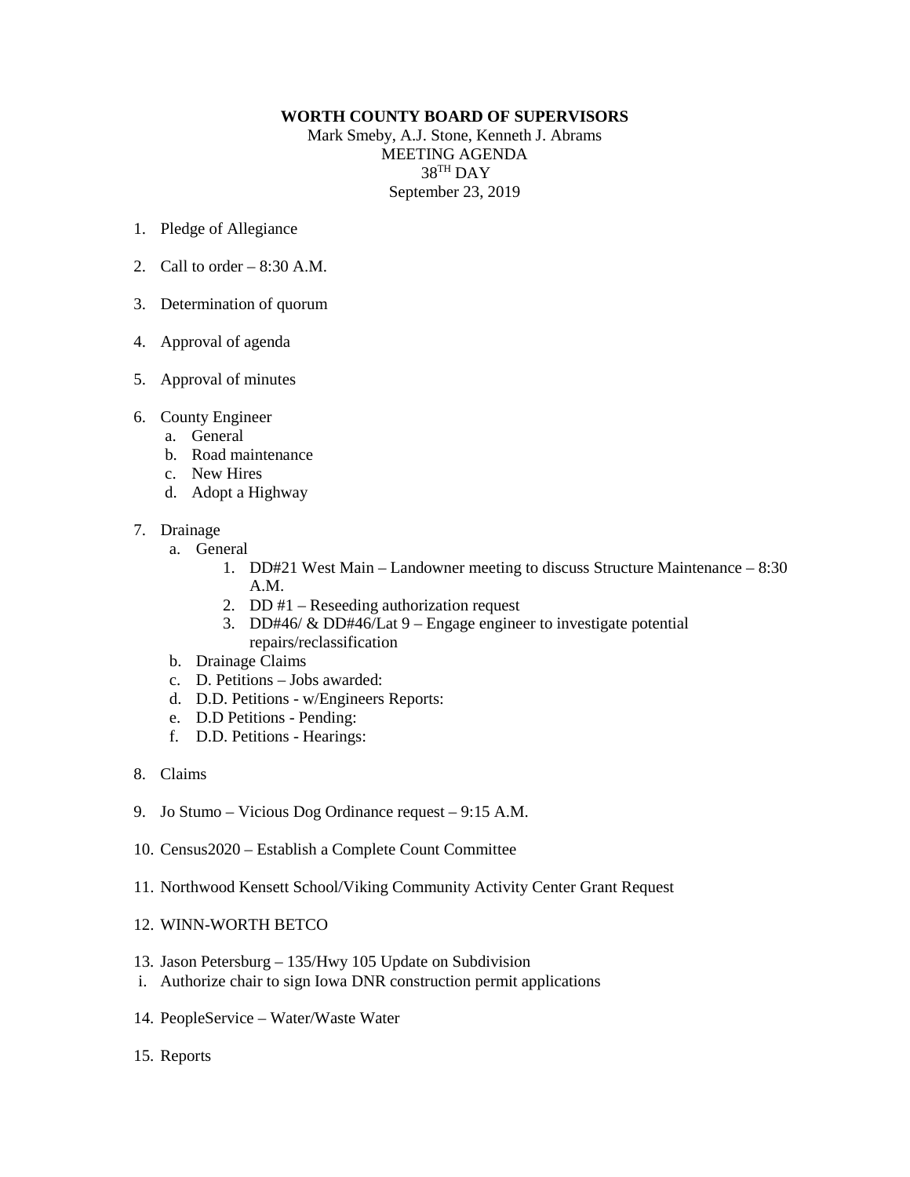**WORTH COUNTY BOARD OF SUPERVISORS**

Mark Smeby, A.J. Stone, Kenneth J. Abrams

MEETING AGENDA

38TH DAY

September 23, 2019

1. Pledge of Allegiance

2. Call to order – 8:30 A.M.

3. Determination of quorum

4. Approval of agenda

5. Approval of minutes

6. County Engineer
   a. General
   b. Road maintenance
   c. New Hires
   d. Adopt a Highway

7. Drainage
   a. General
      1. DD#21 West Main – Landowner meeting to discuss Structure Maintenance – 8:30 A.M.
      2. DD #1 – Reseeding authorization request
      3. DD#46/ & DD#46/Lat 9 – Engage engineer to investigate potential repairs/reclassification
   b. Drainage Claims
   c. D. Petitions – Jobs awarded:
   d. D.D. Petitions - w/Engineers Reports:
   e. D.D Petitions - Pending:
   f. D.D. Petitions - Hearings:

8. Claims

9. Jo Stumo – Vicious Dog Ordinance request – 9:15 A.M.

10. Census2020 – Establish a Complete Count Committee

11. Northwood Kensett School/Viking Community Activity Center Grant Request

12. WINN-WORTH BETCO

13. Jason Petersburg – 135/Hwy 105 Update on Subdivision
    i. Authorize chair to sign Iowa DNR construction permit applications

14. PeopleService – Water/Waste Water

15. Reports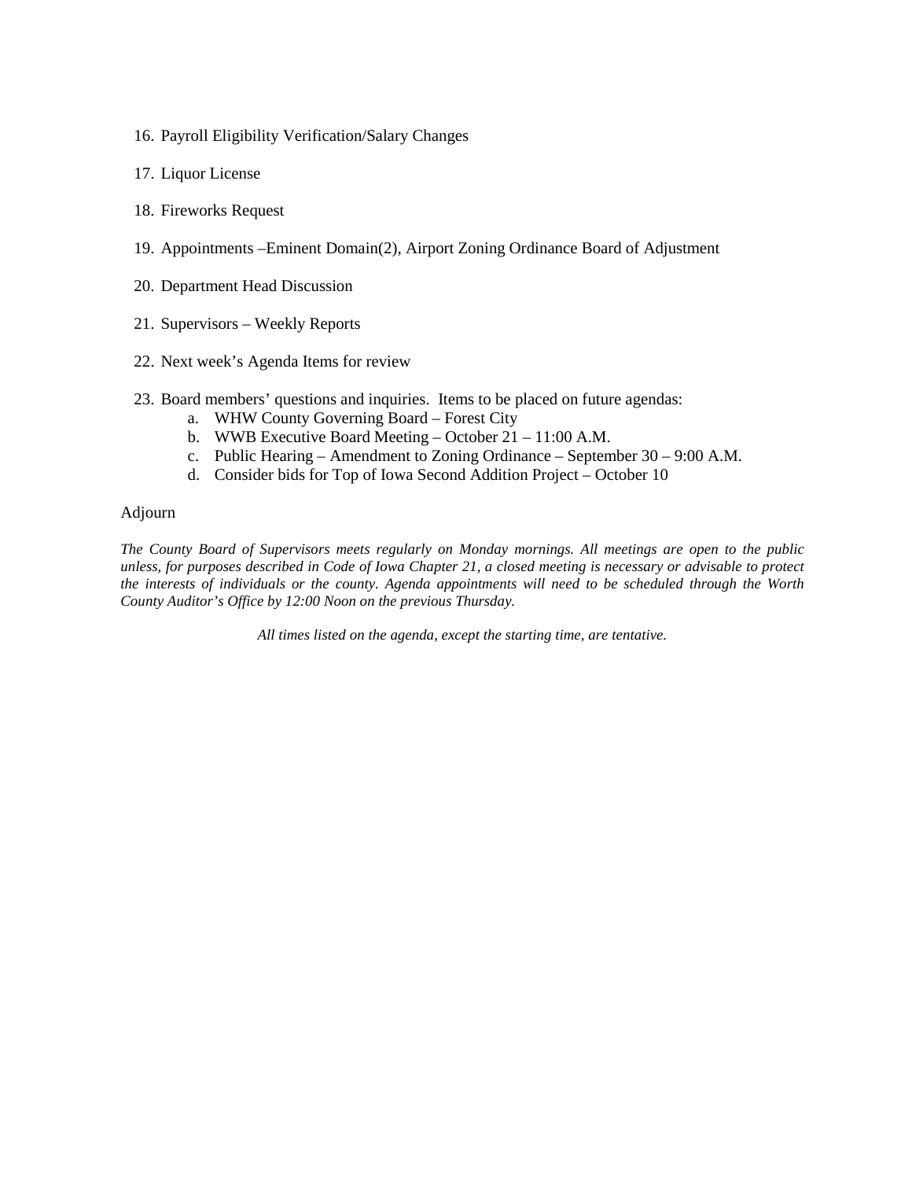16. Payroll Eligibility Verification/Salary Changes

17. Liquor License

18. Fireworks Request

19. Appointments –Eminent Domain(2), Airport Zoning Ordinance Board of Adjustment

20. Department Head Discussion

21. Supervisors – Weekly Reports

22. Next week's Agenda Items for review

23. Board members' questions and inquiries. Items to be placed on future agendas:
    a. WHW County Governing Board – Forest City
    b. WWB Executive Board Meeting – October 21 – 11:00 A.M.
    c. Public Hearing – Amendment to Zoning Ordinance – September 30 – 9:00 A.M.
    d. Consider bids for Top of Iowa Second Addition Project – October 10

Adjourn

*The County Board of Supervisors meets regularly on Monday mornings. All meetings are open to the public unless, for purposes described in Code of Iowa Chapter 21, a closed meeting is necessary or advisable to protect the interests of individuals or the county. Agenda appointments will need to be scheduled through the Worth County Auditor's Office by 12:00 Noon on the previous Thursday.*

*All times listed on the agenda, except the starting time, are tentative.*